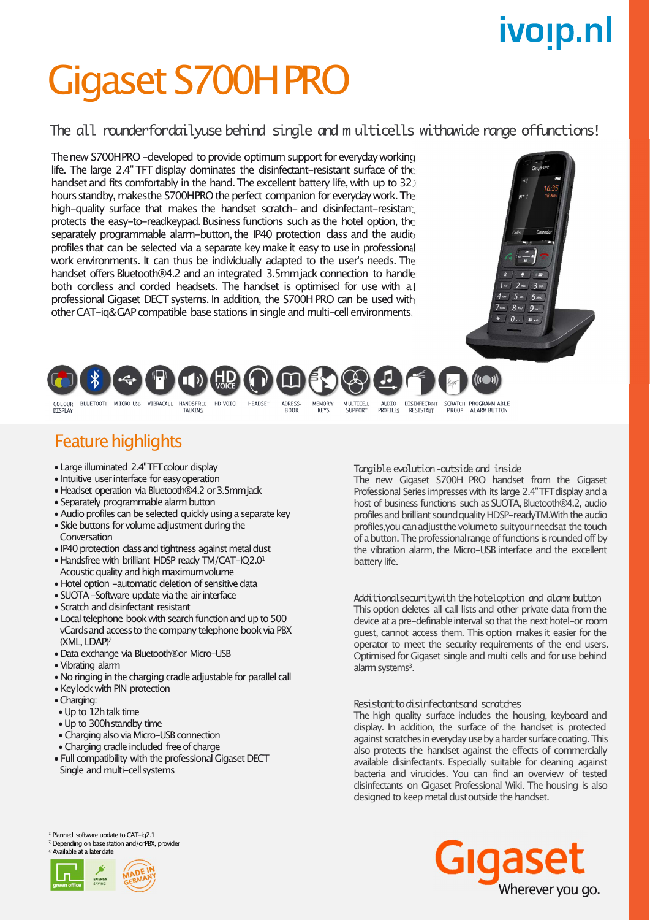ivoip.nl

# Gigaset S700H PRO

## The all-rounder for daily use behind single- and multicells - with a wide range of functions!

The new S700H PRO – developed to provide optimum support for everyday working life. The large 2.4" TFT display dominates the disinfectant-resistant surface of the handset and fits comfortably in the hand. The excellent battery life, with up to 320 hours standby, makes the S700H PRO the perfect companion for everyday work. The high-quality surface that makes the handset scratch- and disinfectant-resistant, protects the easy-to-read keypad. Business functions such as the hotel option, the separately programmable alarm-button, the IP40 protection class and the audio profiles that can be selected via a separate key make it easy to use in professional work environments. It can thus be individually adapted to the user's needs. The handset offers Bluetooth®4.2 and an integrated 3.5mm jack connection to handle both cordless and corded headsets. The handset is optimised for use with all professional Gigaset DECT systems. In addition, the S700H PRO can be used with other CAT-iq & GAP compatible base stations in single and multi-cell environments.

COLOUR DISPLAY · BLUETOOTH · MICRO-USB · VIBRACALL · HANDSFREE TALKING · HD VOICE · HEADSET · ADRESS-BOOK · MEMORY KEYS · MULTICELL SUPPORT · AUDIO PROFILES · DISINFECTANT RESISTANT · SCRATCH PROOF · PROGRAMMABLE ALARM BUTTON

## Feature highlights

- Large illuminated 2.4" TFT colour display
- Intuitive user interface for easy operation
- Headset operation via Bluetooth®4.2 or 3.5mm jack
- Separately programmable alarm button
- Audio profiles can be selected quickly using a separate key
- Side buttons for volume adjustment during the Conversation
- IP40 protection class and tightness against metal dust
- Handsfree with brilliant HDSP ready TM/CAT-IQ2.0[1] Acoustic quality and high maximum volume
- Hotel option – automatic deletion of sensitive data
- SUOTA – Software update via the air interface
- Scratch and disinfectant resistant
- Local telephone book with search function and up to 500 vCards and access to the company telephone book via PBX (XML, LDAP)[2]
- Data exchange via Bluetooth® or Micro-USB
- Vibrating alarm
- No ringing in the charging cradle adjustable for parallel call
- Key lock with PIN protection
- Charging:
  - Up to 12h talk time
  - Up to 300h standby time
  - Charging also via Micro-USB connection
  - Charging cradle included free of charge
- Full compatibility with the professional Gigaset DECT Single and multi-cell systems

### Tangible evolution - outside and inside

The new Gigaset S700H PRO handset from the Gigaset Professional Series impresses with its large 2.4" TFT display and a host of business functions such as SUOTA, Bluetooth®4.2, audio profiles and brilliant sound quality HDSP-readyTM. With the audio profiles, you can adjust the volume to suit your needs at the touch of a button. The professional range of functions is rounded off by the vibration alarm, the Micro-USB interface and the excellent battery life.

### Additional security with the hotel option and alarm button

This option deletes all call lists and other private data from the device at a pre-definable interval so that the next hotel- or room guest, cannot access them. This option makes it easier for the operator to meet the security requirements of the end users. Optimised for Gigaset single and multi cells and for use behind alarm systems[3].

### Resistant to disinfectants and scratches

The high quality surface includes the housing, keyboard and display. In addition, the surface of the handset is protected against scratches in everyday use by a harder surface coating. This also protects the handset against the effects of commercially available disinfectants. Especially suitable for cleaning against bacteria and virucides. You can find an overview of tested disinfectants on Gigaset Professional Wiki. The housing is also designed to keep metal dust outside the handset.

[1] Planned software update to CAT-iq2.1
[2] Depending on base station and/or PBX, provider
[3] Available at a later date

Gigaset – Wherever you go.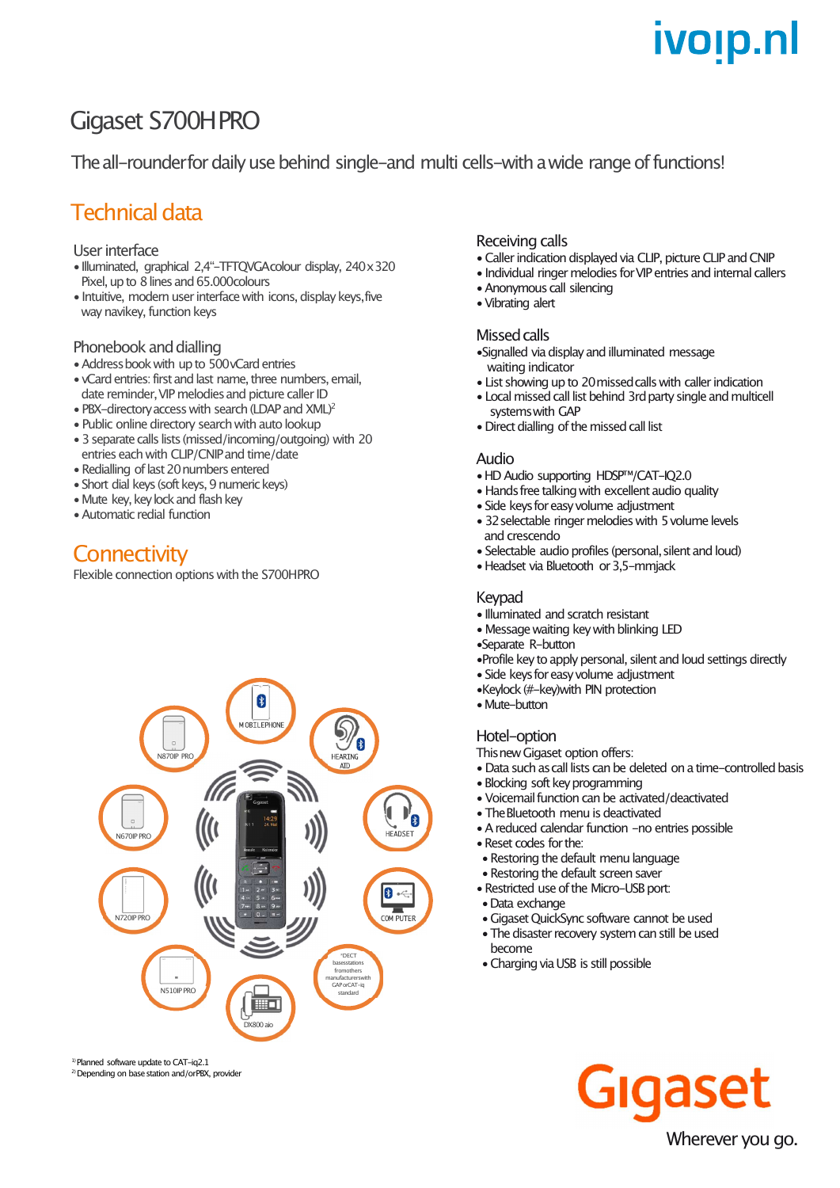# Gigaset S700H PRO

The all–rounder for daily use behind single–and multi cells–with a wide range of functions!

## Technical data

### User interface

- Illuminated, graphical 2,4"–TFTQVGA colour display, 240 x 320 Pixel, up to 8 lines and 65.000colours
- Intuitive, modern user interface with icons, display keys, five way navikey, function keys

### Phonebook and dialling

- Address book with up to 500 vCard entries
- vCard entries: first and last name, three numbers, email, date reminder, VIP melodies and picture caller ID
- PBX–directory access with search (LDAP and XML)[2]
- Public online directory search with auto lookup
- 3 separate calls lists (missed/incoming/outgoing) with 20 entries each with CLIP/CNIP and time/date
- Redialling of last 20 numbers entered
- Short dial keys (soft keys, 9 numeric keys)
- Mute key, key lock and flash key
- Automatic redial function

## Connectivity

Flexible connection options with the S700HPRO

MOBILEPHONE

HEARING AID

HEADSET

COMPUTER

*DECT basestations fromothers manufacturerswith GAP orCAT–iq standard

DX800 aio

N510IP PRO

N720IP PRO

N670IP PRO

N870IP PRO

### Receiving calls

- Caller indication displayed via CLIP, picture CLIP and CNIP
- Individual ringer melodies for VIP entries and internal callers
- Anonymous call silencing
- Vibrating alert

### Missed calls

- Signalled via display and illuminated message waiting indicator
- List showing up to 20 missed calls with caller indication
- Local missed call list behind 3rd party single and multicell systems with GAP
- Direct dialling of the missed call list

### Audio

- HD Audio supporting HDSP™/CAT–IQ2.0
- Hands free talking with excellent audio quality
- Side keys for easy volume adjustment
- 32 selectable ringer melodies with 5 volume levels and crescendo
- Selectable audio profiles (personal, silent and loud)
- Headset via Bluetooth or 3,5–mmjack

### Keypad

- Illuminated and scratch resistant
- Message waiting key with blinking LED
- Separate R–button
- Profile key to apply personal, silent and loud settings directly
- Side keys for easy volume adjustment
- Keylock (#–key)with PIN protection
- Mute–button

### Hotel–option

This new Gigaset option offers:

- Data such as call lists can be deleted on a time–controlled basis
- Blocking soft key programming
- Voicemail function can be activated/deactivated
- The Bluetooth menu is deactivated
- A reduced calendar function –no entries possible
- Reset codes for the:
  - Restoring the default menu language
  - Restoring the default screen saver
- Restricted use of the Micro–USB port:
  - Data exchange
  - Gigaset QuickSync software cannot be used
  - The disaster recovery system can still be used become
  - Charging via USB is still possible

[1] Planned software update to CAT–iq2.1
[2] Depending on base station and/or PBX, provider

Gigaset

Wherever you go.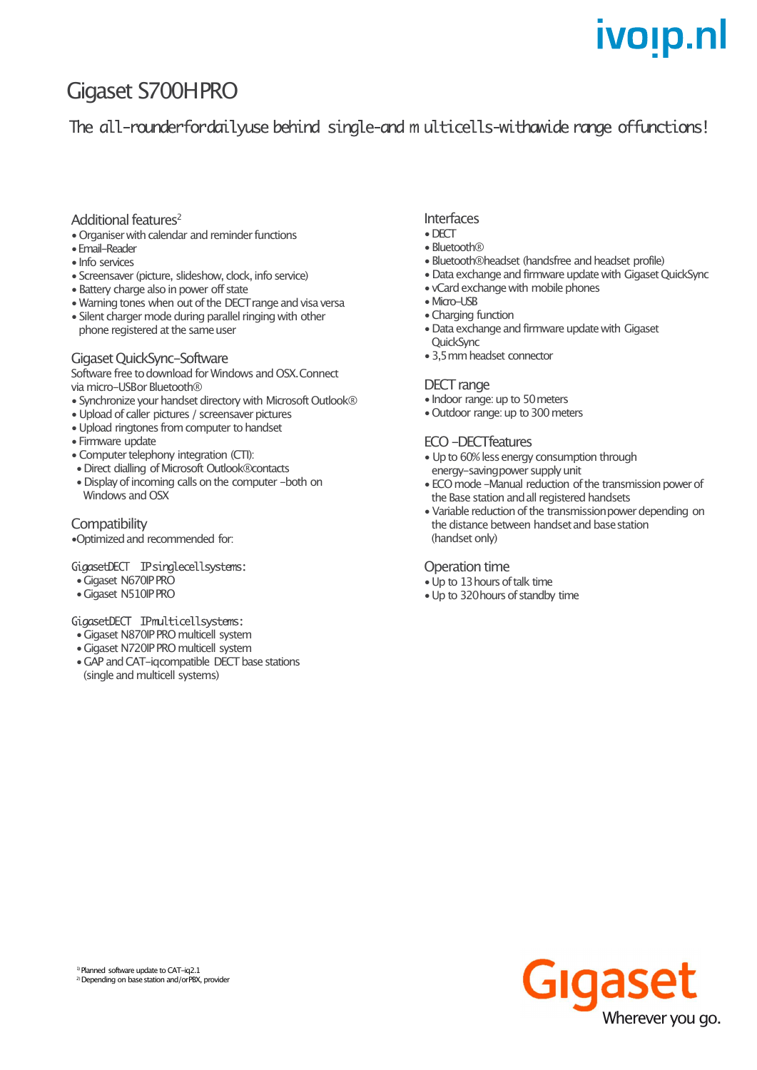# Gigaset S700H PRO

## The all-rounder for daily use behind single- and multicells - with a wide range of functions!

### Additional features[2]

- Organiser with calendar and reminder functions
- Email-Reader
- Info services
- Screensaver (picture, slideshow, clock, info service)
- Battery charge also in power off state
- Warning tones when out of the DECT range and visa versa
- Silent charger mode during parallel ringing with other phone registered at the same user

### Gigaset QuickSync-Software

Software free to download for Windows and OSX. Connect via micro-USB or Bluetooth®

- Synchronize your handset directory with Microsoft Outlook®
- Upload of caller pictures / screensaver pictures
- Upload ringtones from computer to handset
- Firmware update
- Computer telephony integration (CTI):
  - Direct dialling of Microsoft Outlook® contacts
  - Display of incoming calls on the computer - both on Windows and OSX

### Compatibility

- Optimized and recommended for:

Gigaset DECT IP single cell systems:

- Gigaset N670IP PRO
- Gigaset N510IP PRO

Gigaset DECT IP multicell systems:

- Gigaset N870IP PRO multicell system
- Gigaset N720IP PRO multicell system
- GAP and CAT-iq compatible DECT base stations (single and multicell systems)

### Interfaces

- DECT
- Bluetooth®
- Bluetooth® headset (handsfree and headset profile)
- Data exchange and firmware update with Gigaset QuickSync
- vCard exchange with mobile phones
- Micro-USB
- Charging function
- Data exchange and firmware update with Gigaset QuickSync
- 3,5 mm headset connector

### DECT range

- Indoor range: up to 50 meters
- Outdoor range: up to 300 meters

### ECO - DECT features

- Up to 60% less energy consumption through energy-saving power supply unit
- ECO mode - Manual reduction of the transmission power of the Base station and all registered handsets
- Variable reduction of the transmission power depending on the distance between handset and base station (handset only)

### Operation time

- Up to 13 hours of talk time
- Up to 320 hours of standby time

[1] Planned software update to CAT-iq2.1
[2] Depending on base station and/or PBX, provider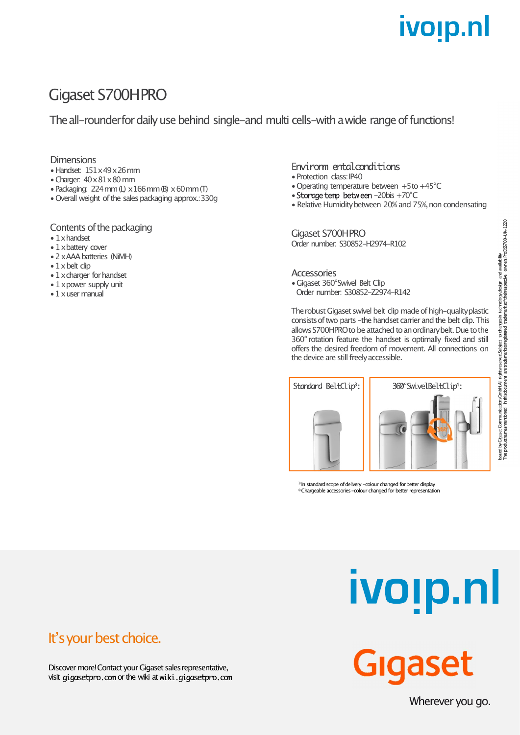ivoıp.nl

# Gigaset S700H PRO

The all-rounder for daily use behind single- and multi cells-with a wide range of functions!

## Dimensions

- Handset: 151 x 49 x 26 mm
- Charger: 40 x 81 x 80 mm
- Packaging: 224 mm (L) x 166 mm (B) x 60 mm (T)
- Overall weight of the sales packaging approx.: 330g

## Contents of the packaging

- 1 x handset
- 1 x battery cover
- 2 x AAA batteries (NiMH)
- 1 x belt clip
- 1 x charger for handset
- 1 x power supply unit
- 1 x user manual

## Environmental conditions

- Protection class: IP40
- Operating temperature between +5 to +45°C
- Storage temp between -20 bis +70°C
- Relative Humidity between 20% and 75%, non condensating

## Gigaset S700H PRO

Order number: S30852-H2974-R102

## Accessories

- Gigaset 360° Swivel Belt Clip
  Order number: S30852-Z2974-R142

The robust Gigaset swivel belt clip made of high-quality plastic consists of two parts - the handset carrier and the belt clip. This allows S700H PRO to be attached to an ordinary belt. Due to the 360° rotation feature the handset is optimally fixed and still offers the desired freedom of movement. All connections on the device are still freely accessible.

Standard BeltClip[3]:

360° SwivelBeltClip[4]:

[3] In standard scope of delivery - colour changed for better display
[4] Chargeable accessories - colour changed for better representation

Issued by Gigaset Communications GmbH. All rights reserved. Subject to changes in technology, design and availability. The product names mentioned in this document are trademarks or registered trademarks of their respective owners. ProDS700-UK-1220

ivoıp.nl

## It's your best choice.

Discover more! Contact your Gigaset sales representative, visit gigasetpro.com or the wiki at wiki.gigasetpro.com

Gigaset

Wherever you go.